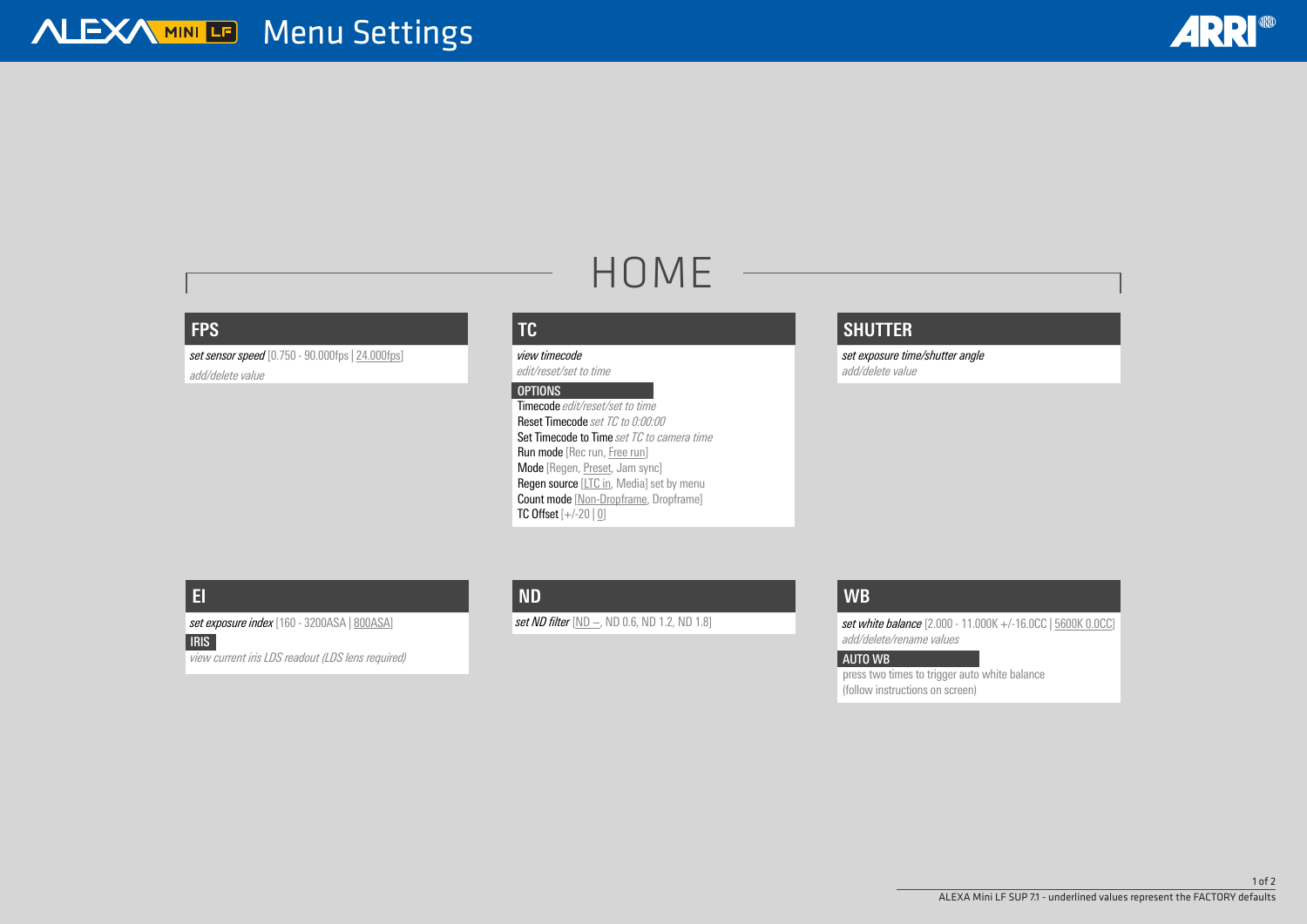# ALEXA MINI LF Menu Settings

## HOME

### FPS

*set sensor speed* [0.750 - 90.000fps | 24.000fps]
*add/delete value*

### TC

*view timecode*
*edit/reset/set to time*

**OPTIONS**

- **Timecode** *edit/reset/set to time*
- **Reset Timecode** *set TC to 0:00:00*
- **Set Timecode to Time** *set TC to camera time*
- **Run mode** [Rec run, Free run]
- **Mode** [Regen, Preset, Jam sync]
- **Regen source** [LTC in, Media] set by menu
- **Count mode** [Non-Dropframe, Dropframe]
- **TC Offset** [+/-20 | 0]

### SHUTTER

*set exposure time/shutter angle*
*add/delete value*

### EI

*set exposure index* [160 - 3200ASA | 800ASA]

**IRIS**

*view current iris LDS readout (LDS lens required)*

### ND

*set ND filter* [ND –, ND 0.6, ND 1.2, ND 1.8]

### WB

*set white balance* [2.000 - 11.000K +/-16.0CC | 5600K 0.0CC]
*add/delete/rename values*

**AUTO WB**

press two times to trigger auto white balance
(follow instructions on screen)

ALEXA Mini LF SUP 7.1 - underlined values represent the FACTORY defaults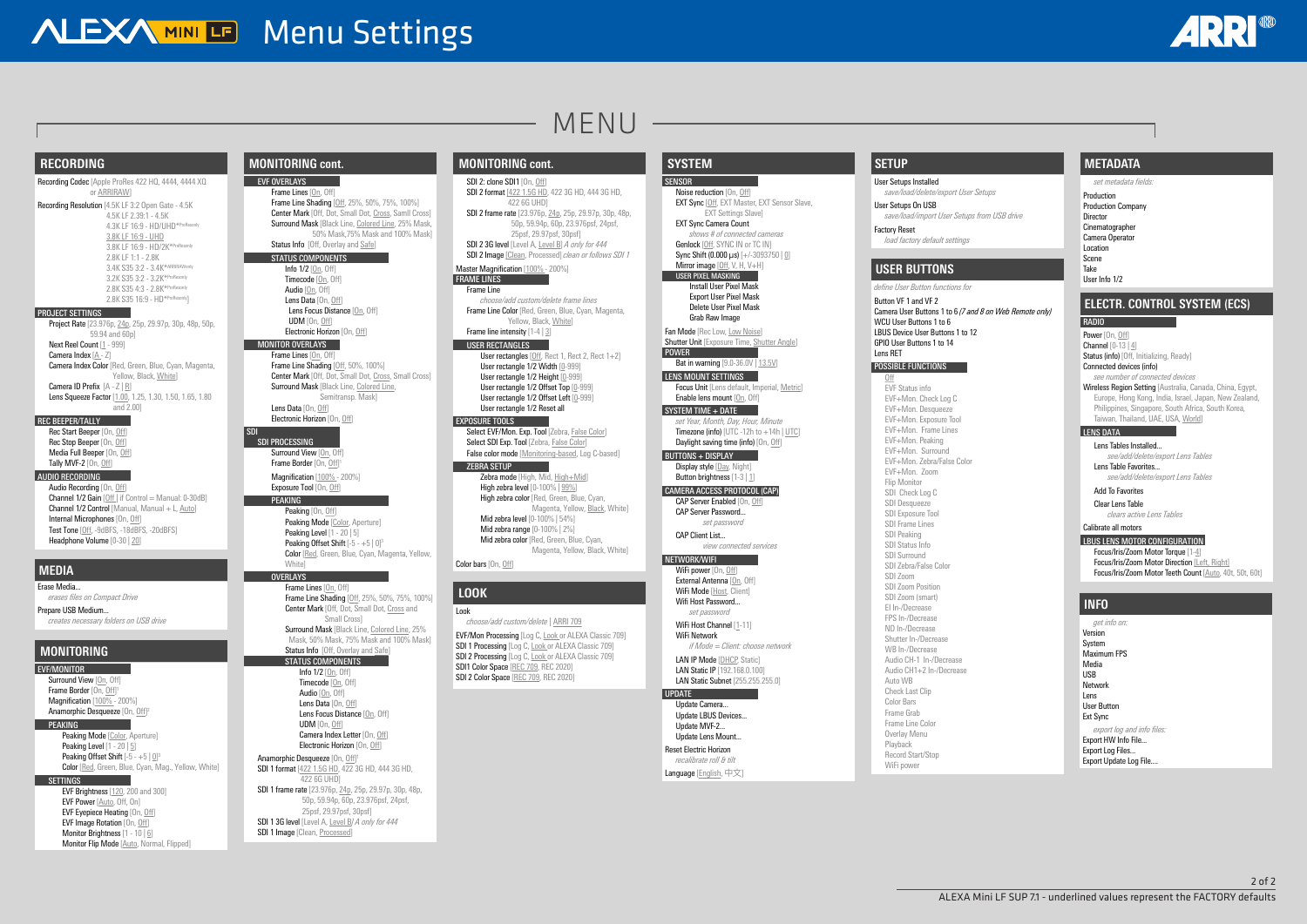# ALEXA MINI LF Menu Settings

# MENU

## RECORDING

**Recording Codec** [Apple ProRes 422 HQ, 4444, 4444 XQ or ARRIRAW]

**Recording Resolution** [4.5K LF 3:2 Open Gate - 4.5K
4.5K LF 2.39:1 - 4.5K
4.3K LF 16:9 - HD/UHD* ProRes only
3.8K LF 16:9 - UHD
3.8K LF 16:9 - HD/2K* ProRes only
2.8K LF 1:1 - 2.8K
3.4K S35 3:2 - 3.4K* ARRIRAW only
3.2K S35 3:2 - 3.2K* ProRes only
2.8K S35 4:3 - 2.8K* ProRes only
2.8K S35 16:9 - HD* ProRes only]

### PROJECT SETTINGS

- **Project Rate** [23.976p, 24p, 25p, 29.97p, 30p, 48p, 50p, 59.94 and 60p]
- **Next Reel Count** [1 - 999]
- **Camera Index** [A - Z]
- **Camera Index Color** [Red, Green, Blue, Cyan, Magenta, Yellow, Black, White]
- **Camera ID Prefix** [A - Z | R]
- **Lens Squeeze Factor** [1.00, 1.25, 1.30, 1.50, 1.65, 1.80 and 2.00]

### REC BEEPER/TALLY

- **Rec Start Beeper** [On, Off]
- **Rec Stop Beeper** [On, Off]
- **Media Full Beeper** [On, Off]
- **Tally MVF-2** [On, Off]

### AUDIO RECORDING

- **Audio Recording** [On, Off]
- **Channel 1/2 Gain** [Off | if Control = Manual: 0-30dB]
- **Channel 1/2 Control** [Manual, Manual + L, Auto]
- **Internal Microphones** [On, Off]
- **Test Tone** [Off, -9dBFS, -18dBFS, -20dBFS]
- **Headphone Volume** [0-30 | 20]

## MEDIA

**Erase Media...**
*erases files on Compact Drive*

**Prepare USB Medium...**
*creates necessary folders on USB drive*

## MONITORING

### EVF/MONITOR

- **Surround View** [On, Off]
- **Frame Border** [On, Off][1]
- **Magnification** [100% - 200%]
- **Anamorphic Desqueeze** [On, Off][2]

#### PEAKING

- **Peaking Mode** [Color, Aperture]
- **Peaking Level** [1 - 20 | 5]
- **Peaking Offset Shift** [-5 - +5 | 0][3]
- **Color** [Red, Green, Blue, Cyan, Mag., Yellow, White]

#### SETTINGS

- **EVF Brightness** [120, 200 and 300]
- **EVF Power** [Auto, Off, On]
- **EVF Eyepiece Heating** [On, Off]
- **EVF Image Rotation** [On, Off]
- **Monitor Brightness** [1 - 10 | 6]
- **Monitor Flip Mode** [Auto, Normal, Flipped]

## MONITORING cont.

### EVF OVERLAYS

- **Frame Lines** [On, Off]
- **Frame Line Shading** [Off, 25%, 50%, 75%, 100%]
- **Center Mark** [Off, Dot, Small Dot, Cross, Samll Cross]
- **Surround Mask** [Black Line, Colored Line, 25% Mask, 50% Mask,75% Mask and 100% Mask]
- **Status Info** [Off, Overlay and Safe]

#### STATUS COMPONENTS

- **Info 1/2** [On, Off]
- **Timecode** [On, Off]
- **Audio** [On, Off]
- **Lens Data** [On, Off]
- **Lens Focus Distance** [On, Off]
- **UDM** [On, Off]
- **Electronic Horizon** [On, Off]

### MONITOR OVERLAYS

- **Frame Lines** [On, Off]
- **Frame Line Shading** [Off, 50%, 100%]
- **Center Mark** [Off, Dot, Small Dot, Cross, Small Cross]
- **Surround Mask** [Black Line, Colored Line, Semitransp. Mask]
- **Lens Data** [On, Off]
- **Electronic Horizon** [On, Off]

### SDI

#### SDI PROCESSING

- **Surround View** [On, Off]
- **Frame Border** [On, Off][1]
- **Magnification** [100% - 200%]
- **Exposure Tool** [On, Off]

#### PEAKING

- **Peaking** [On, Off]
- **Peaking Mode** [Color, Aperture]
- **Peaking Level** [1 - 20 | 5]
- **Peaking Offset Shift** [-5 - +5 | 0][3]
- **Color** [Red, Green, Blue, Cyan, Magenta, Yellow, White]

#### OVERLAYS

- **Frame Lines** [On, Off]
- **Frame Line Shading** [Off, 25%, 50%, 75%, 100%]
- **Center Mark** [Off, Dot, Small Dot, Cross and Small Cross]
- **Surround Mask** [Black Line, Colored Line, 25% Mask, 50% Mask, 75% Mask and 100% Mask]
- **Status Info** [Off, Overlay and Safe]

#### STATUS COMPONENTS

- **Info 1/2** [On, Off]
- **Timecode** [On, Off]
- **Audio** [On, Off]
- **Lens Data** [On, Off]
- **Lens Focus Distance** [On, Off]
- **UDM** [On, Off]
- **Camera Index Letter** [On, Off]
- **Electronic Horizon** [On, Off]

**Anamorphic Desqueeze** [On, Off][1]
**SDI 1 format** [422 1.5G HD, 422 3G HD, 444 3G HD, 422 6G UHD]
**SDI 1 frame rate** [23.976p, 24p, 25p, 29.97p, 30p, 48p, 50p, 59.94p, 60p, 23.976psf, 24psf, 25psf, 29.97psf, 30psf]
**SDI 1 3G level** [Level A, Level B] *A only for 444*
**SDI 1 Image** [Clean, Processed]

## MONITORING cont.

**SDI 2: clone SDI1** [On, Off]
**SDI 2 format** [422 1.5G HD, 422 3G HD, 444 3G HD, 422 6G UHD]
**SDI 2 frame rate** [23.976p, 24p, 25p, 29.97p, 30p, 48p, 50p, 59.94p, 60p, 23.976psf, 24psf, 25psf, 29.97psf, 30psf]
**SDI 2 3G level** [Level A, Level B] *A only for 444*
**SDI 2 Image** [Clean, Processed] *clean or follows SDI 1*

**Master Magnification** [100% - 200%]

### FRAME LINES

**Frame Line**
*choose/add custom/delete frame lines*
**Frame Line Color** [Red, Green, Blue, Cyan, Magenta, Yellow, Black, White]
**Frame line intensity** [1-4 | 3]

#### USER RECTANGLES

- **User rectangles** [Off, Rect 1, Rect 2, Rect 1+2]
- **User rectangle 1/2 Width** [0-999]
- **User rectangle 1/2 Height** [0-999]
- **User rectangle 1/2 Offset Top** [0-999]
- **User rectangle 1/2 Offset Left** [0-999]
- **User rectangle 1/2 Reset all**

### EXPOSURE TOOLS

- **Select EVF/Mon. Exp. Tool** [Zebra, False Color]
- **Select SDI Exp. Tool** [Zebra, False Color]
- **False color mode** [Monitoring-based, Log C-based]

#### ZEBRA SETUP

- **Zebra mode** [High, Mid, High+Mid]
- **High zebra level** [0-100% | 99%]
- **High zebra color** [Red, Green, Blue, Cyan, Magenta, Yellow, Black, White]
- **Mid zebra level** [0-100% | 54%]
- **Mid zebra range** [0-100% | 2%]
- **Mid zebra color** [Red, Green, Blue, Cyan, Magenta, Yellow, Black, White]

**Color bars** [On, Off]

## LOOK

**Look**
*choose/add custom/delete* | ARRI 709

**EVF/Mon Processing** [Log C, Look or ALEXA Classic 709]
**SDI 1 Processing** [Log C, Look or ALEXA Classic 709]
**SDI 2 Processing** [Log C, Look or ALEXA Classic 709]
**SDI1 Color Space** [REC 709, REC 2020]
**SDI 2 Color Space** [REC 709, REC 2020]

## SYSTEM

### SENSOR

- **Noise reduction** [On, Off]
- **EXT Sync** [Off, EXT Master, EXT Sensor Slave, EXT Settings Slave]
- **EXT Sync Camera Count**
  *shows # of connected cameras*
- **Genlock** [Off, SYNC IN or TC IN]
- **Sync Shift (0.000 µs)** [+/-3093750 | 0]
- **Mirror image** [Off, V, H, V+H]

#### USER PIXEL MASKING

- **Install User Pixel Mask**
- **Export User Pixel Mask**
- **Delete User Pixel Mask**
- **Grab Raw Image**

**Fan Mode** [Rec Low, Low Noise]
**Shutter Unit** [Exposure Time, Shutter Angle]

### POWER

- **Bat in warning** [9.0-36.0V | 13.5V]

### LENS MOUNT SETTINGS

- **Focus Unit** [Lens default, Imperial, Metric]
- **Enable lens mount** [On, Off]

### SYSTEM TIME + DATE

*set Year, Month, Day, Hour, Minute*
- **Timezone (info)** [UTC -12h to +14h | UTC]
- **Daylight saving time (info)** [On, Off]

### BUTTONS + DISPLAY

- **Display style** [Day, Night]
- **Button brightness** [1-3 | 1]

### CAMERA ACCESS PROTOCOL (CAP)

- **CAP Server Enabled** [On, Off]
- **CAP Server Password...**
  *set password*
- **CAP Client List...**
  *view connected services*

### NETWORK/WIFI

- **WiFi power** [On, Off]
- **External Antenna** [On, Off]
- **WiFi Mode** [Host, Client]
- **Wifi Host Password...**
  *set password*
- **WiFi Host Channel** [1-11]
- **WiFi Network**
  *if Mode = Client: choose network*
- **LAN IP Mode** [DHCP, Static]
- **LAN Static IP** [192.168.0.100]
- **LAN Static Subnet** [255.255.255.0]

### UPDATE

- **Update Camera...**
- **Update LBUS Devices...**
- **Update MVF-2...**
- **Update Lens Mount...**

**Reset Electric Horizon**
*recalibrate roll & tilt*

**Language** [English, 中文]

## SETUP

**User Setups Installed**
*save/load/delete/export User Setups*

**User Setups On USB**
*save/load/import User Setups from USB drive*

**Factory Reset**
*load factory default settings*

## USER BUTTONS

*define User Button functions for*

- Button VF 1 and VF 2
- Camera User Buttons 1 to 6 *(7 and 8 on Web Remote only)*
- WCU User Buttons 1 to 6
- LBUS Device User Buttons 1 to 12
- GPIO User Buttons 1 to 14
- Lens RET

### POSSIBLE FUNCTIONS

Off
EVF Status info
EVF+Mon. Check Log C
EVF+Mon. Desqueeze
EVF+Mon. Exposure Tool
EVF+Mon. Frame Lines
EVF+Mon. Peaking
EVF+Mon. Surround
EVF+Mon. Zebra/False Color
EVF+Mon. Zoom
Flip Monitor
SDI Check Log C
SDI Desqueeze
SDI Exposure Tool
SDI Frame Lines
SDI Peaking
SDI Status Info
SDI Surround
SDI Zebra/False Color
SDI Zoom
SDI Zoom Position
SDI Zoom (smart)
EI In-/Decrease
FPS In-/Decrease
ND In-/Decrease
Shutter In-/Decrease
WB In-/Decrease
Audio CH-1 In-/Decrease
Audio CH1+2 In-/Decrease
Auto WB
Check Last Clip
Color Bars
Frame Grab
Frame Line Color
Overlay Menu
Playback
Record Start/Stop
WiFi power

## METADATA

*set metadata fields:*

Production
Production Company
Director
Cinematographer
Camera Operator
Location
Scene
Take
User Info 1/2

## ELECTR. CONTROL SYSTEM (ECS)

### RADIO

- **Power** [On, Off]
- **Channel** [0-13 | 4]
- **Status (info)** [Off, Initializing, Ready]
- **Connected devices (info)**
  *see number of connected devices*
- **Wireless Region Setting** [Australia, Canada, China, Egypt, Europe, Hong Kong, India, Israel, Japan, New Zealand, Philippines, Singapore, South Africa, South Korea, Taiwan, Thailand, UAE, USA, World]

### LENS DATA

- **Lens Tables Installed...**
  *see/add/delete/export Lens Tables*
- **Lens Table Favorites...**
  *see/add/delete/export Lens Tables*
- **Add To Favorites**
- **Clear Lens Table**
  *clears active Lens Tables*

**Calibrate all motors**

### LBUS LENS MOTOR CONFIGURATION

- **Focus/Iris/Zoom Motor Torque** [1-4]
- **Focus/Iris/Zoom Motor Direction** [Left, Right]
- **Focus/Iris/Zoom Motor Teeth Count** [Auto, 40t, 50t, 60t]

## INFO

*get info on:*

Version
System
Maximum FPS
Media
USB
Network
Lens
User Button
Ext Sync

*export log and info files:*

Export HW Info File...
Export Log Files...
Export Update Log File....

ALEXA Mini LF SUP 7.1 - underlined values represent the FACTORY defaults